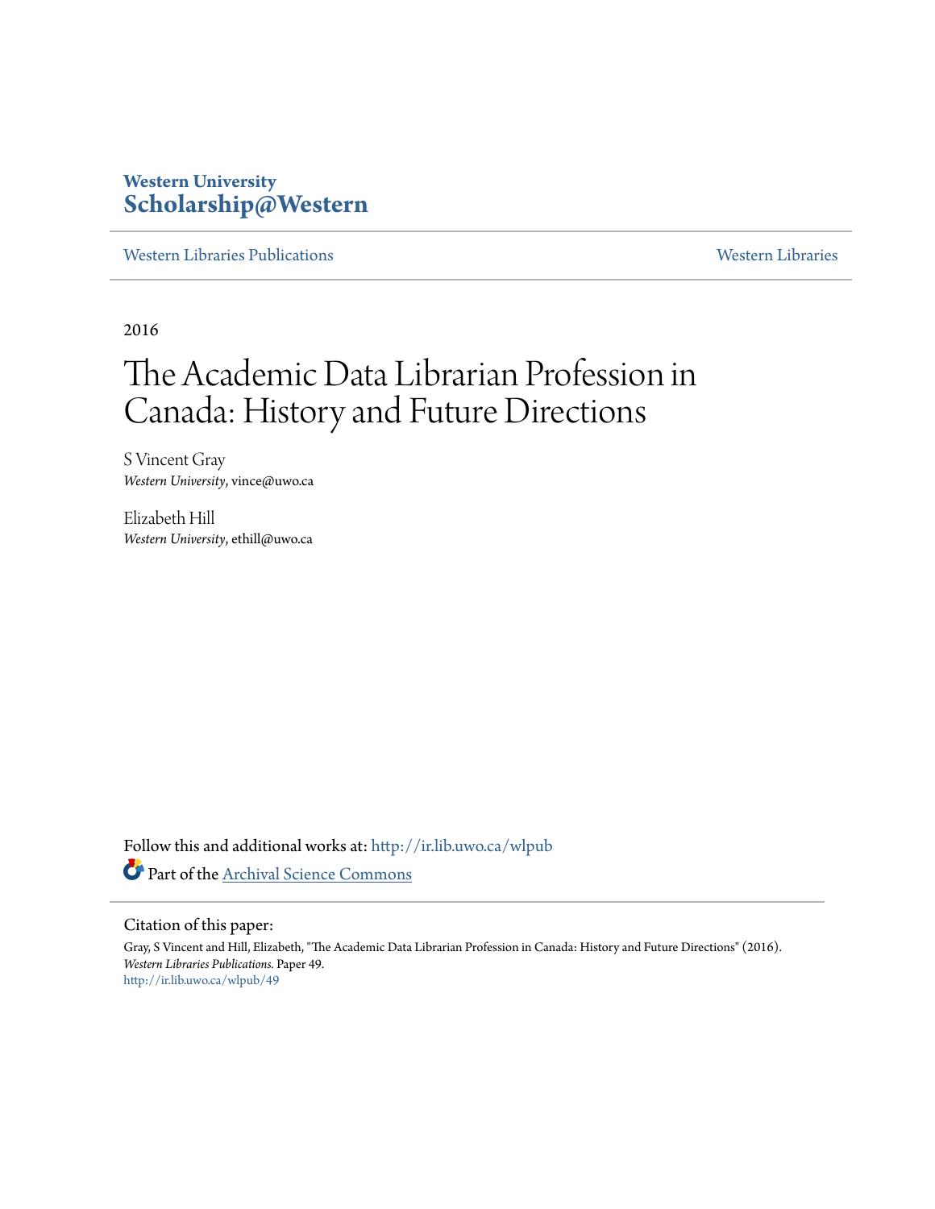**Western University**
**Scholarship@Western**

Western Libraries Publications | Western Libraries

2016

# The Academic Data Librarian Profession in Canada: History and Future Directions

S Vincent Gray
*Western University*, vince@uwo.ca

Elizabeth Hill
*Western University*, ethill@uwo.ca

Follow this and additional works at: http://ir.lib.uwo.ca/wlpub

Part of the Archival Science Commons

Citation of this paper:

Gray, S Vincent and Hill, Elizabeth, "The Academic Data Librarian Profession in Canada: History and Future Directions" (2016). *Western Libraries Publications.* Paper 49.
http://ir.lib.uwo.ca/wlpub/49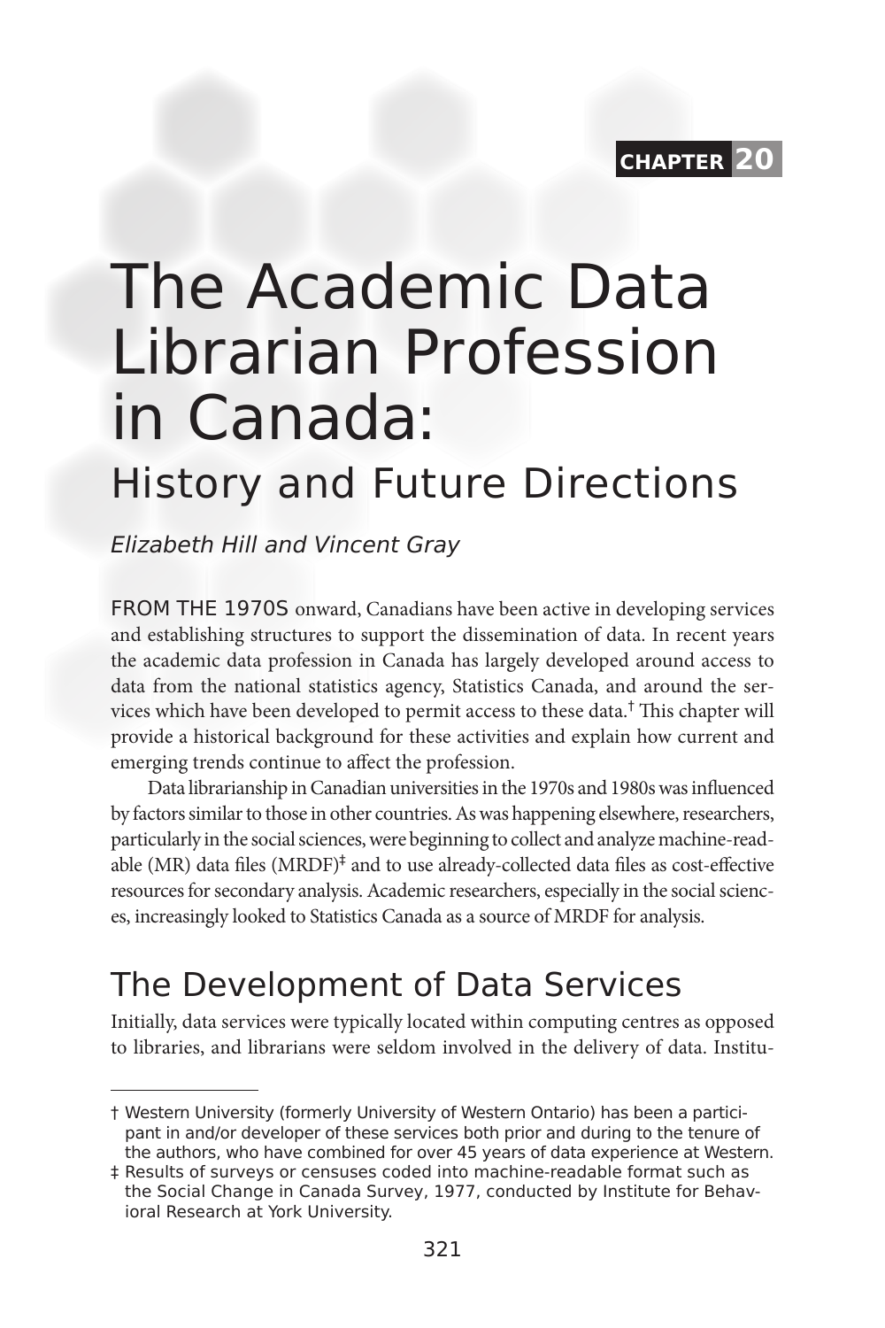CHAPTER 20

# The Academic Data Librarian Profession in Canada:

## History and Future Directions

*Elizabeth Hill and Vincent Gray*

FROM THE 1970S onward, Canadians have been active in developing services and establishing structures to support the dissemination of data. In recent years the academic data profession in Canada has largely developed around access to data from the national statistics agency, Statistics Canada, and around the services which have been developed to permit access to these data.[†] This chapter will provide a historical background for these activities and explain how current and emerging trends continue to affect the profession.

Data librarianship in Canadian universities in the 1970s and 1980s was influenced by factors similar to those in other countries. As was happening elsewhere, researchers, particularly in the social sciences, were beginning to collect and analyze machine-readable (MR) data files (MRDF)[‡] and to use already-collected data files as cost-effective resources for secondary analysis. Academic researchers, especially in the social sciences, increasingly looked to Statistics Canada as a source of MRDF for analysis.

## The Development of Data Services

Initially, data services were typically located within computing centres as opposed to libraries, and librarians were seldom involved in the delivery of data. Institu-

---

† Western University (formerly University of Western Ontario) has been a participant in and/or developer of these services both prior and during to the tenure of the authors, who have combined for over 45 years of data experience at Western.

‡ Results of surveys or censuses coded into machine-readable format such as the Social Change in Canada Survey, 1977, conducted by Institute for Behavioral Research at York University.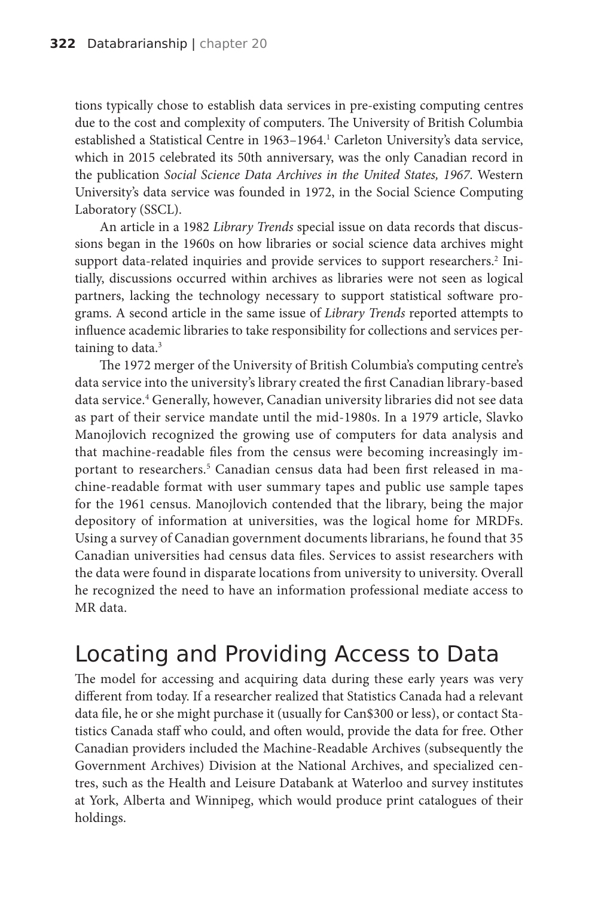tions typically chose to establish data services in pre-existing computing centres due to the cost and complexity of computers. The University of British Columbia established a Statistical Centre in 1963–1964.[1] Carleton University's data service, which in 2015 celebrated its 50th anniversary, was the only Canadian record in the publication *Social Science Data Archives in the United States, 1967*. Western University's data service was founded in 1972, in the Social Science Computing Laboratory (SSCL).

An article in a 1982 *Library Trends* special issue on data records that discussions began in the 1960s on how libraries or social science data archives might support data-related inquiries and provide services to support researchers.[2] Initially, discussions occurred within archives as libraries were not seen as logical partners, lacking the technology necessary to support statistical software programs. A second article in the same issue of *Library Trends* reported attempts to influence academic libraries to take responsibility for collections and services pertaining to data.[3]

The 1972 merger of the University of British Columbia's computing centre's data service into the university's library created the first Canadian library-based data service.[4] Generally, however, Canadian university libraries did not see data as part of their service mandate until the mid-1980s. In a 1979 article, Slavko Manojlovich recognized the growing use of computers for data analysis and that machine-readable files from the census were becoming increasingly important to researchers.[5] Canadian census data had been first released in machine-readable format with user summary tapes and public use sample tapes for the 1961 census. Manojlovich contended that the library, being the major depository of information at universities, was the logical home for MRDFs. Using a survey of Canadian government documents librarians, he found that 35 Canadian universities had census data files. Services to assist researchers with the data were found in disparate locations from university to university. Overall he recognized the need to have an information professional mediate access to MR data.

## Locating and Providing Access to Data

The model for accessing and acquiring data during these early years was very different from today. If a researcher realized that Statistics Canada had a relevant data file, he or she might purchase it (usually for Can$300 or less), or contact Statistics Canada staff who could, and often would, provide the data for free. Other Canadian providers included the Machine-Readable Archives (subsequently the Government Archives) Division at the National Archives, and specialized centres, such as the Health and Leisure Databank at Waterloo and survey institutes at York, Alberta and Winnipeg, which would produce print catalogues of their holdings.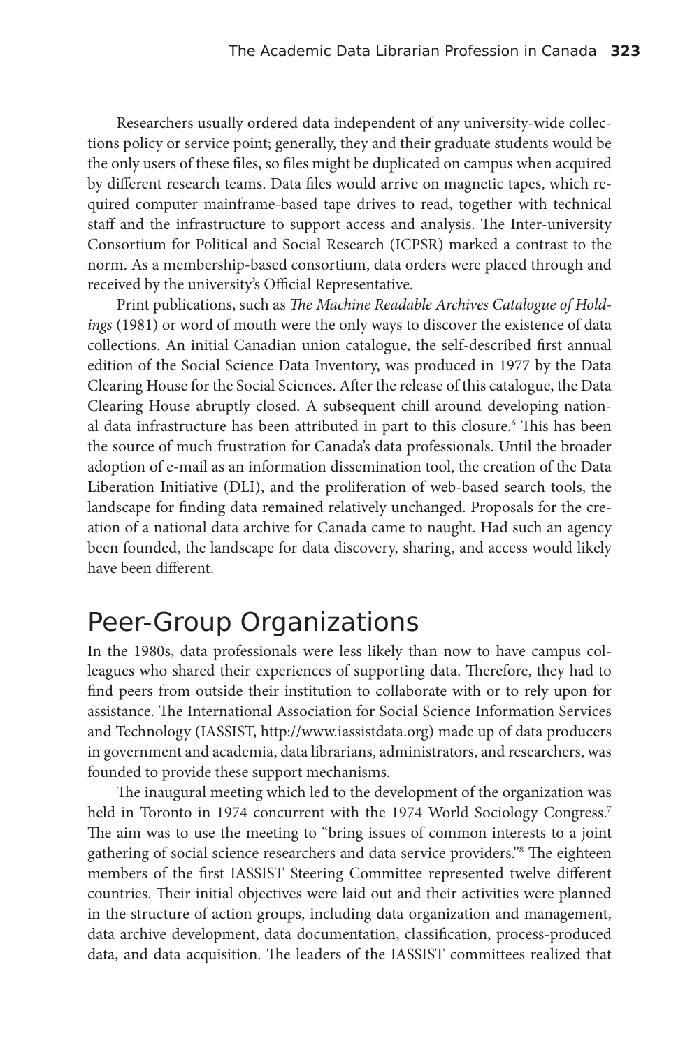Researchers usually ordered data independent of any university-wide collections policy or service point; generally, they and their graduate students would be the only users of these files, so files might be duplicated on campus when acquired by different research teams. Data files would arrive on magnetic tapes, which required computer mainframe-based tape drives to read, together with technical staff and the infrastructure to support access and analysis. The Inter-university Consortium for Political and Social Research (ICPSR) marked a contrast to the norm. As a membership-based consortium, data orders were placed through and received by the university's Official Representative.

Print publications, such as *The Machine Readable Archives Catalogue of Holdings* (1981) or word of mouth were the only ways to discover the existence of data collections. An initial Canadian union catalogue, the self-described first annual edition of the Social Science Data Inventory, was produced in 1977 by the Data Clearing House for the Social Sciences. After the release of this catalogue, the Data Clearing House abruptly closed. A subsequent chill around developing national data infrastructure has been attributed in part to this closure.[6] This has been the source of much frustration for Canada's data professionals. Until the broader adoption of e-mail as an information dissemination tool, the creation of the Data Liberation Initiative (DLI), and the proliferation of web-based search tools, the landscape for finding data remained relatively unchanged. Proposals for the creation of a national data archive for Canada came to naught. Had such an agency been founded, the landscape for data discovery, sharing, and access would likely have been different.

## Peer-Group Organizations

In the 1980s, data professionals were less likely than now to have campus colleagues who shared their experiences of supporting data. Therefore, they had to find peers from outside their institution to collaborate with or to rely upon for assistance. The International Association for Social Science Information Services and Technology (IASSIST, http://www.iassistdata.org) made up of data producers in government and academia, data librarians, administrators, and researchers, was founded to provide these support mechanisms.

The inaugural meeting which led to the development of the organization was held in Toronto in 1974 concurrent with the 1974 World Sociology Congress.[7] The aim was to use the meeting to "bring issues of common interests to a joint gathering of social science researchers and data service providers."[8] The eighteen members of the first IASSIST Steering Committee represented twelve different countries. Their initial objectives were laid out and their activities were planned in the structure of action groups, including data organization and management, data archive development, data documentation, classification, process-produced data, and data acquisition. The leaders of the IASSIST committees realized that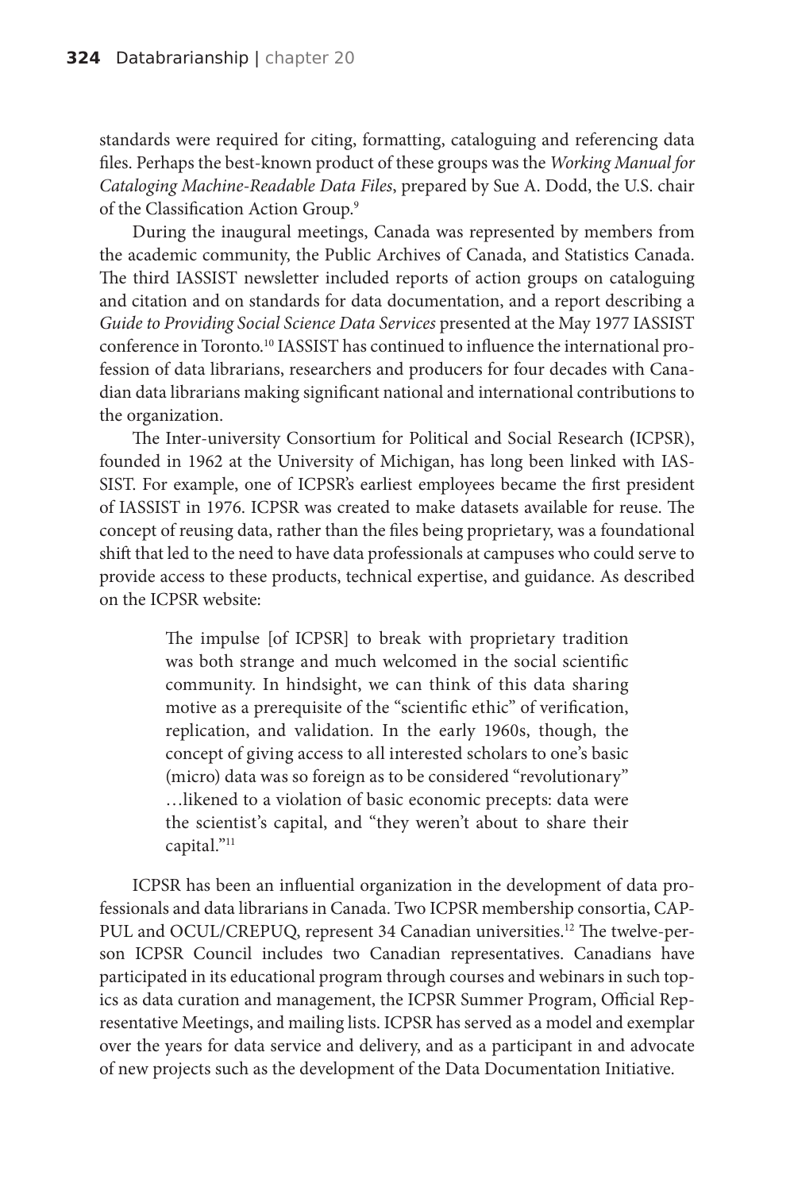standards were required for citing, formatting, cataloguing and referencing data files. Perhaps the best-known product of these groups was the *Working Manual for Cataloging Machine-Readable Data Files*, prepared by Sue A. Dodd, the U.S. chair of the Classification Action Group.[9]

During the inaugural meetings, Canada was represented by members from the academic community, the Public Archives of Canada, and Statistics Canada. The third IASSIST newsletter included reports of action groups on cataloguing and citation and on standards for data documentation, and a report describing a *Guide to Providing Social Science Data Services* presented at the May 1977 IASSIST conference in Toronto.[10] IASSIST has continued to influence the international profession of data librarians, researchers and producers for four decades with Canadian data librarians making significant national and international contributions to the organization.

The Inter-university Consortium for Political and Social Research (ICPSR), founded in 1962 at the University of Michigan, has long been linked with IASSIST. For example, one of ICPSR's earliest employees became the first president of IASSIST in 1976. ICPSR was created to make datasets available for reuse. The concept of reusing data, rather than the files being proprietary, was a foundational shift that led to the need to have data professionals at campuses who could serve to provide access to these products, technical expertise, and guidance. As described on the ICPSR website:

> The impulse [of ICPSR] to break with proprietary tradition was both strange and much welcomed in the social scientific community. In hindsight, we can think of this data sharing motive as a prerequisite of the "scientific ethic" of verification, replication, and validation. In the early 1960s, though, the concept of giving access to all interested scholars to one's basic (micro) data was so foreign as to be considered "revolutionary" …likened to a violation of basic economic precepts: data were the scientist's capital, and "they weren't about to share their capital."[11]

ICPSR has been an influential organization in the development of data professionals and data librarians in Canada. Two ICPSR membership consortia, CAPPUL and OCUL/CREPUQ, represent 34 Canadian universities.[12] The twelve-person ICPSR Council includes two Canadian representatives. Canadians have participated in its educational program through courses and webinars in such topics as data curation and management, the ICPSR Summer Program, Official Representative Meetings, and mailing lists. ICPSR has served as a model and exemplar over the years for data service and delivery, and as a participant in and advocate of new projects such as the development of the Data Documentation Initiative.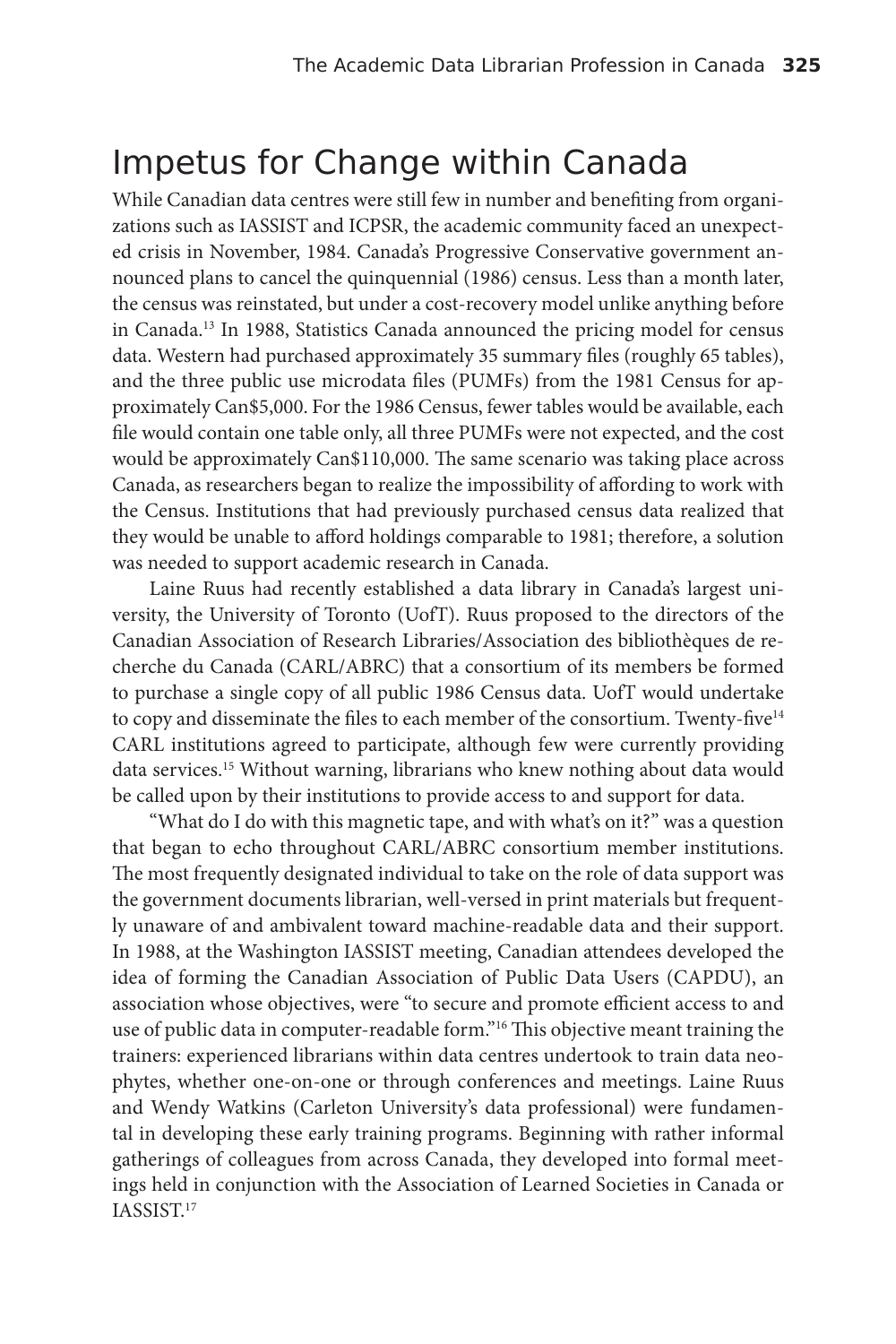# Impetus for Change within Canada

While Canadian data centres were still few in number and benefiting from organizations such as IASSIST and ICPSR, the academic community faced an unexpected crisis in November, 1984. Canada's Progressive Conservative government announced plans to cancel the quinquennial (1986) census. Less than a month later, the census was reinstated, but under a cost-recovery model unlike anything before in Canada.[13] In 1988, Statistics Canada announced the pricing model for census data. Western had purchased approximately 35 summary files (roughly 65 tables), and the three public use microdata files (PUMFs) from the 1981 Census for approximately Can$5,000. For the 1986 Census, fewer tables would be available, each file would contain one table only, all three PUMFs were not expected, and the cost would be approximately Can$110,000. The same scenario was taking place across Canada, as researchers began to realize the impossibility of affording to work with the Census. Institutions that had previously purchased census data realized that they would be unable to afford holdings comparable to 1981; therefore, a solution was needed to support academic research in Canada.

Laine Ruus had recently established a data library in Canada's largest university, the University of Toronto (UofT). Ruus proposed to the directors of the Canadian Association of Research Libraries/Association des bibliothèques de recherche du Canada (CARL/ABRC) that a consortium of its members be formed to purchase a single copy of all public 1986 Census data. UofT would undertake to copy and disseminate the files to each member of the consortium. Twenty-five[14] CARL institutions agreed to participate, although few were currently providing data services.[15] Without warning, librarians who knew nothing about data would be called upon by their institutions to provide access to and support for data.

"What do I do with this magnetic tape, and with what's on it?" was a question that began to echo throughout CARL/ABRC consortium member institutions. The most frequently designated individual to take on the role of data support was the government documents librarian, well-versed in print materials but frequently unaware of and ambivalent toward machine-readable data and their support. In 1988, at the Washington IASSIST meeting, Canadian attendees developed the idea of forming the Canadian Association of Public Data Users (CAPDU), an association whose objectives, were "to secure and promote efficient access to and use of public data in computer-readable form."[16] This objective meant training the trainers: experienced librarians within data centres undertook to train data neophytes, whether one-on-one or through conferences and meetings. Laine Ruus and Wendy Watkins (Carleton University's data professional) were fundamental in developing these early training programs. Beginning with rather informal gatherings of colleagues from across Canada, they developed into formal meetings held in conjunction with the Association of Learned Societies in Canada or IASSIST.[17]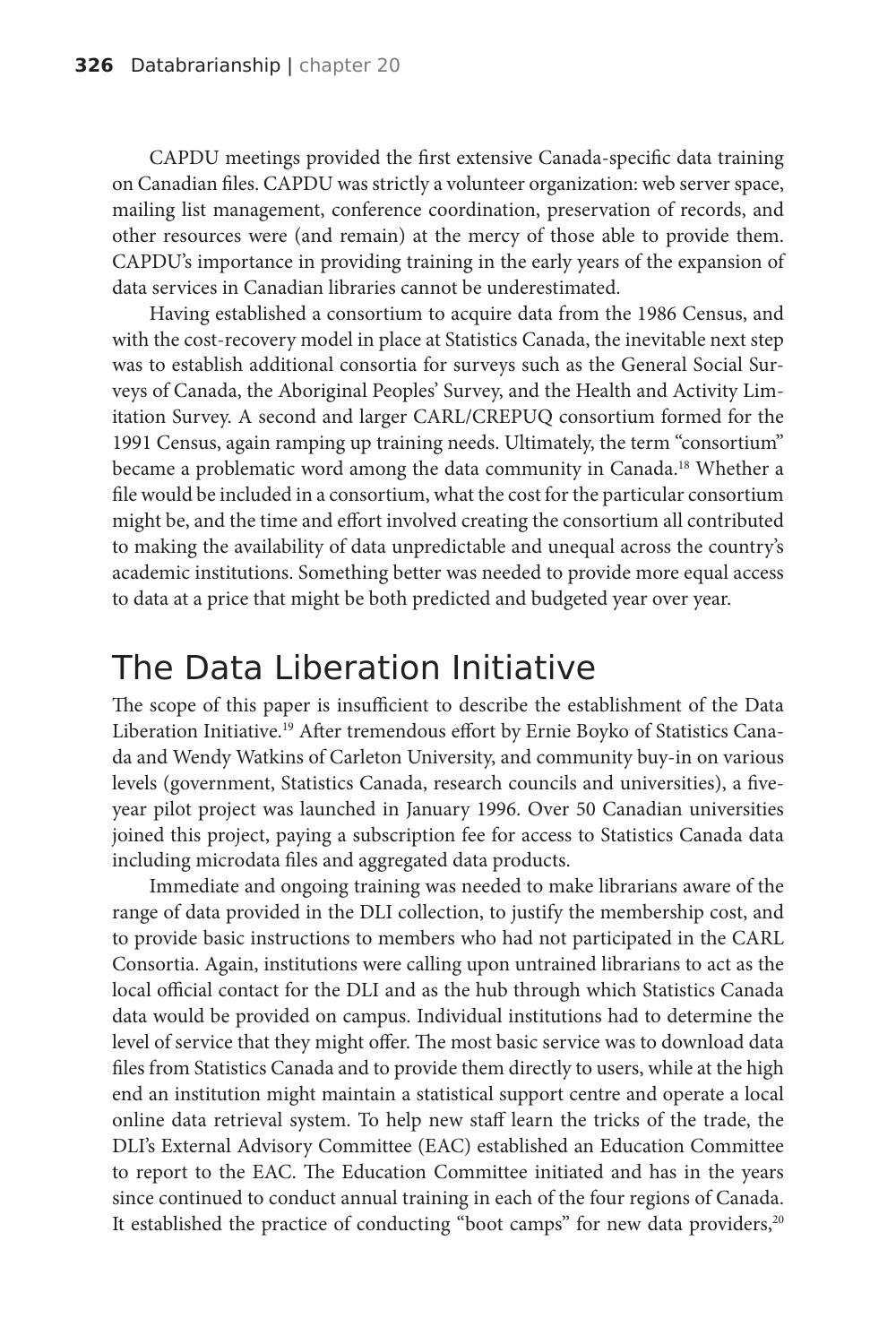CAPDU meetings provided the first extensive Canada-specific data training on Canadian files. CAPDU was strictly a volunteer organization: web server space, mailing list management, conference coordination, preservation of records, and other resources were (and remain) at the mercy of those able to provide them. CAPDU's importance in providing training in the early years of the expansion of data services in Canadian libraries cannot be underestimated.

Having established a consortium to acquire data from the 1986 Census, and with the cost-recovery model in place at Statistics Canada, the inevitable next step was to establish additional consortia for surveys such as the General Social Surveys of Canada, the Aboriginal Peoples' Survey, and the Health and Activity Limitation Survey. A second and larger CARL/CREPUQ consortium formed for the 1991 Census, again ramping up training needs. Ultimately, the term "consortium" became a problematic word among the data community in Canada.[18] Whether a file would be included in a consortium, what the cost for the particular consortium might be, and the time and effort involved creating the consortium all contributed to making the availability of data unpredictable and unequal across the country's academic institutions. Something better was needed to provide more equal access to data at a price that might be both predicted and budgeted year over year.

## The Data Liberation Initiative

The scope of this paper is insufficient to describe the establishment of the Data Liberation Initiative.[19] After tremendous effort by Ernie Boyko of Statistics Canada and Wendy Watkins of Carleton University, and community buy-in on various levels (government, Statistics Canada, research councils and universities), a five-year pilot project was launched in January 1996. Over 50 Canadian universities joined this project, paying a subscription fee for access to Statistics Canada data including microdata files and aggregated data products.

Immediate and ongoing training was needed to make librarians aware of the range of data provided in the DLI collection, to justify the membership cost, and to provide basic instructions to members who had not participated in the CARL Consortia. Again, institutions were calling upon untrained librarians to act as the local official contact for the DLI and as the hub through which Statistics Canada data would be provided on campus. Individual institutions had to determine the level of service that they might offer. The most basic service was to download data files from Statistics Canada and to provide them directly to users, while at the high end an institution might maintain a statistical support centre and operate a local online data retrieval system. To help new staff learn the tricks of the trade, the DLI's External Advisory Committee (EAC) established an Education Committee to report to the EAC. The Education Committee initiated and has in the years since continued to conduct annual training in each of the four regions of Canada. It established the practice of conducting "boot camps" for new data providers,[20]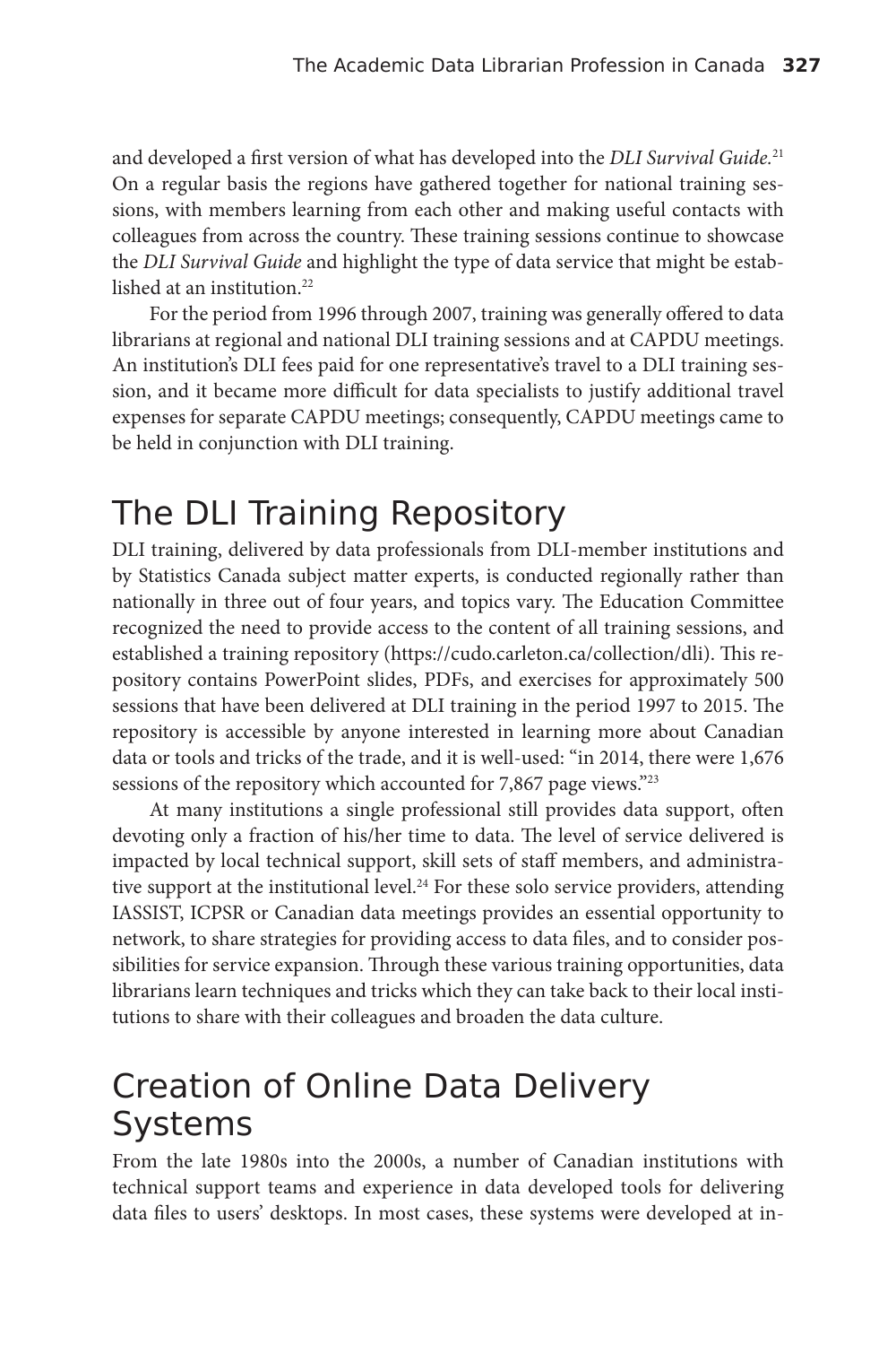and developed a first version of what has developed into the *DLI Survival Guide*.[21] On a regular basis the regions have gathered together for national training sessions, with members learning from each other and making useful contacts with colleagues from across the country. These training sessions continue to showcase the *DLI Survival Guide* and highlight the type of data service that might be established at an institution.[22]

For the period from 1996 through 2007, training was generally offered to data librarians at regional and national DLI training sessions and at CAPDU meetings. An institution's DLI fees paid for one representative's travel to a DLI training session, and it became more difficult for data specialists to justify additional travel expenses for separate CAPDU meetings; consequently, CAPDU meetings came to be held in conjunction with DLI training.

## The DLI Training Repository

DLI training, delivered by data professionals from DLI-member institutions and by Statistics Canada subject matter experts, is conducted regionally rather than nationally in three out of four years, and topics vary. The Education Committee recognized the need to provide access to the content of all training sessions, and established a training repository (https://cudo.carleton.ca/collection/dli). This repository contains PowerPoint slides, PDFs, and exercises for approximately 500 sessions that have been delivered at DLI training in the period 1997 to 2015. The repository is accessible by anyone interested in learning more about Canadian data or tools and tricks of the trade, and it is well-used: "in 2014, there were 1,676 sessions of the repository which accounted for 7,867 page views."[23]

At many institutions a single professional still provides data support, often devoting only a fraction of his/her time to data. The level of service delivered is impacted by local technical support, skill sets of staff members, and administrative support at the institutional level.[24] For these solo service providers, attending IASSIST, ICPSR or Canadian data meetings provides an essential opportunity to network, to share strategies for providing access to data files, and to consider possibilities for service expansion. Through these various training opportunities, data librarians learn techniques and tricks which they can take back to their local institutions to share with their colleagues and broaden the data culture.

## Creation of Online Data Delivery Systems

From the late 1980s into the 2000s, a number of Canadian institutions with technical support teams and experience in data developed tools for delivering data files to users' desktops. In most cases, these systems were developed at in-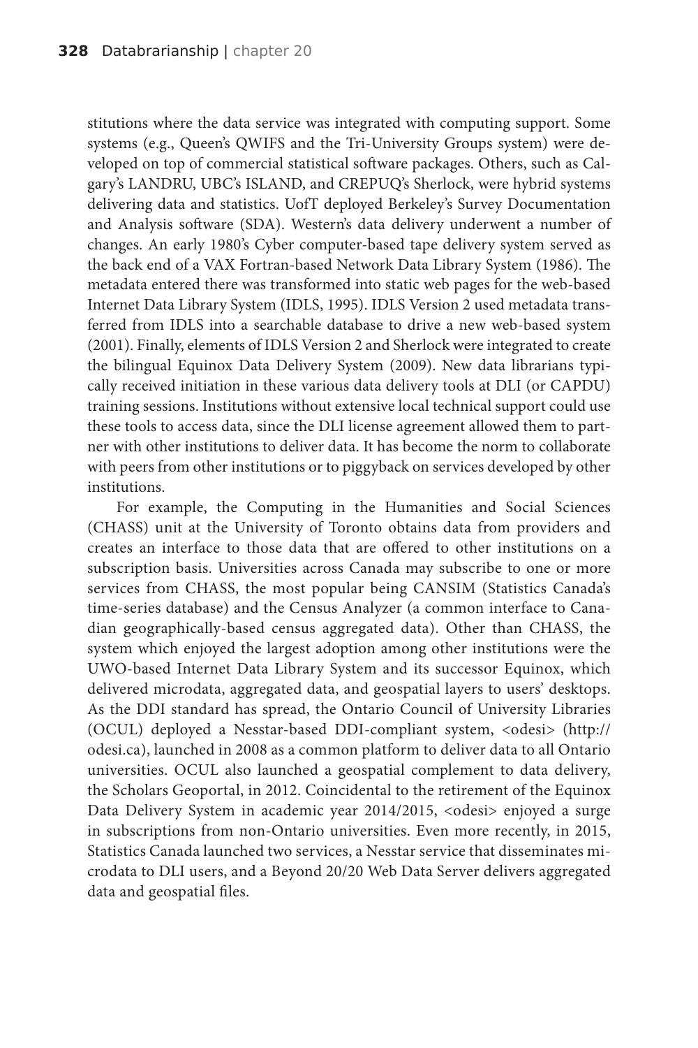stitutions where the data service was integrated with computing support. Some systems (e.g., Queen's QWIFS and the Tri-University Groups system) were developed on top of commercial statistical software packages. Others, such as Calgary's LANDRU, UBC's ISLAND, and CREPUQ's Sherlock, were hybrid systems delivering data and statistics. UofT deployed Berkeley's Survey Documentation and Analysis software (SDA). Western's data delivery underwent a number of changes. An early 1980's Cyber computer-based tape delivery system served as the back end of a VAX Fortran-based Network Data Library System (1986). The metadata entered there was transformed into static web pages for the web-based Internet Data Library System (IDLS, 1995). IDLS Version 2 used metadata transferred from IDLS into a searchable database to drive a new web-based system (2001). Finally, elements of IDLS Version 2 and Sherlock were integrated to create the bilingual Equinox Data Delivery System (2009). New data librarians typically received initiation in these various data delivery tools at DLI (or CAPDU) training sessions. Institutions without extensive local technical support could use these tools to access data, since the DLI license agreement allowed them to partner with other institutions to deliver data. It has become the norm to collaborate with peers from other institutions or to piggyback on services developed by other institutions.

For example, the Computing in the Humanities and Social Sciences (CHASS) unit at the University of Toronto obtains data from providers and creates an interface to those data that are offered to other institutions on a subscription basis. Universities across Canada may subscribe to one or more services from CHASS, the most popular being CANSIM (Statistics Canada's time-series database) and the Census Analyzer (a common interface to Canadian geographically-based census aggregated data). Other than CHASS, the system which enjoyed the largest adoption among other institutions were the UWO-based Internet Data Library System and its successor Equinox, which delivered microdata, aggregated data, and geospatial layers to users' desktops. As the DDI standard has spread, the Ontario Council of University Libraries (OCUL) deployed a Nesstar-based DDI-compliant system, <odesi> (http://odesi.ca), launched in 2008 as a common platform to deliver data to all Ontario universities. OCUL also launched a geospatial complement to data delivery, the Scholars Geoportal, in 2012. Coincidental to the retirement of the Equinox Data Delivery System in academic year 2014/2015, <odesi> enjoyed a surge in subscriptions from non-Ontario universities. Even more recently, in 2015, Statistics Canada launched two services, a Nesstar service that disseminates microdata to DLI users, and a Beyond 20/20 Web Data Server delivers aggregated data and geospatial files.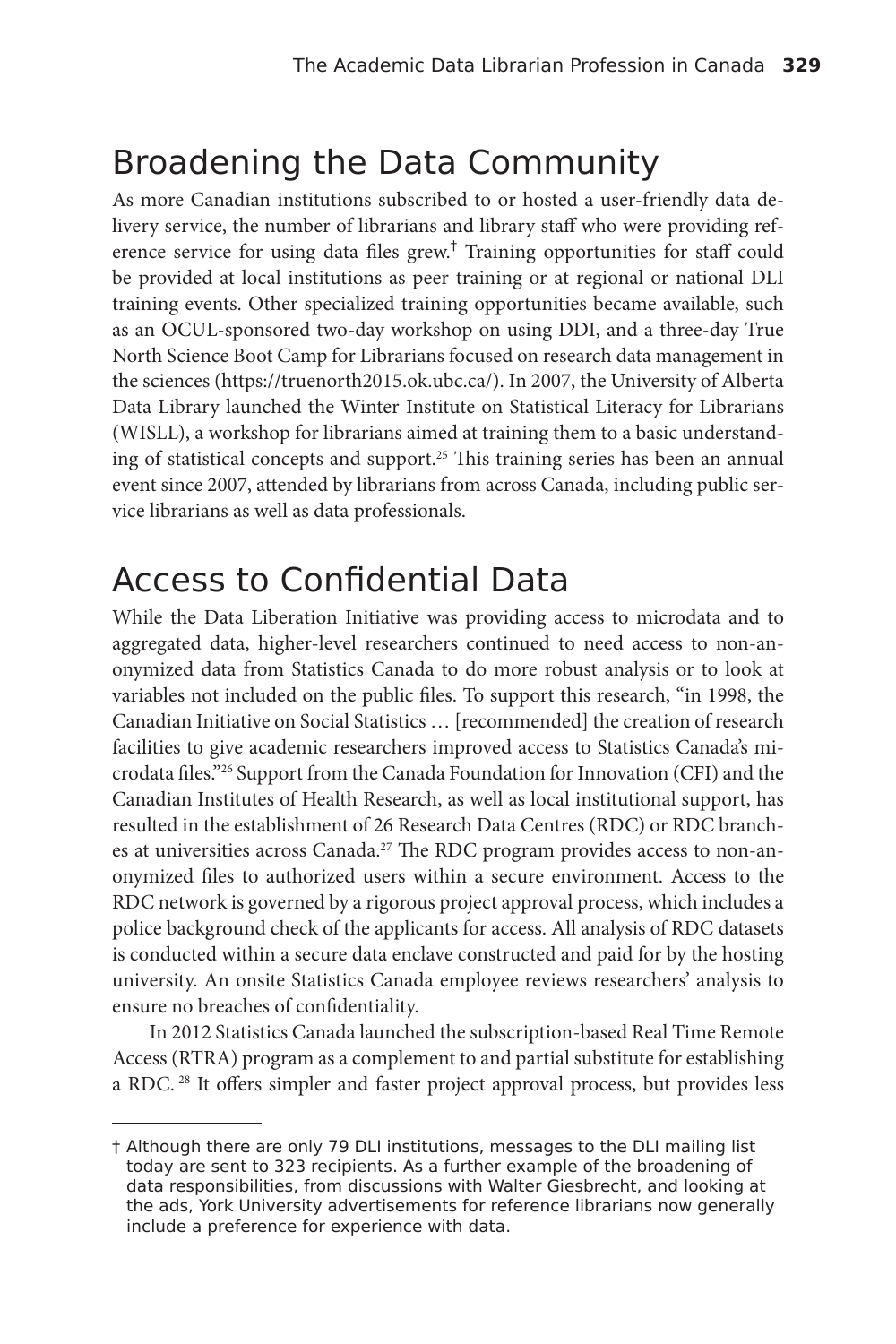## Broadening the Data Community

As more Canadian institutions subscribed to or hosted a user-friendly data delivery service, the number of librarians and library staff who were providing reference service for using data files grew.† Training opportunities for staff could be provided at local institutions as peer training or at regional or national DLI training events. Other specialized training opportunities became available, such as an OCUL-sponsored two-day workshop on using DDI, and a three-day True North Science Boot Camp for Librarians focused on research data management in the sciences (https://truenorth2015.ok.ubc.ca/). In 2007, the University of Alberta Data Library launched the Winter Institute on Statistical Literacy for Librarians (WISLL), a workshop for librarians aimed at training them to a basic understanding of statistical concepts and support.[25] This training series has been an annual event since 2007, attended by librarians from across Canada, including public service librarians as well as data professionals.

## Access to Confidential Data

While the Data Liberation Initiative was providing access to microdata and to aggregated data, higher-level researchers continued to need access to non-anonymized data from Statistics Canada to do more robust analysis or to look at variables not included on the public files. To support this research, "in 1998, the Canadian Initiative on Social Statistics … [recommended] the creation of research facilities to give academic researchers improved access to Statistics Canada's microdata files."[26] Support from the Canada Foundation for Innovation (CFI) and the Canadian Institutes of Health Research, as well as local institutional support, has resulted in the establishment of 26 Research Data Centres (RDC) or RDC branches at universities across Canada.[27] The RDC program provides access to non-anonymized files to authorized users within a secure environment. Access to the RDC network is governed by a rigorous project approval process, which includes a police background check of the applicants for access. All analysis of RDC datasets is conducted within a secure data enclave constructed and paid for by the hosting university. An onsite Statistics Canada employee reviews researchers' analysis to ensure no breaches of confidentiality.

In 2012 Statistics Canada launched the subscription-based Real Time Remote Access (RTRA) program as a complement to and partial substitute for establishing a RDC.[28] It offers simpler and faster project approval process, but provides less

---

† Although there are only 79 DLI institutions, messages to the DLI mailing list today are sent to 323 recipients. As a further example of the broadening of data responsibilities, from discussions with Walter Giesbrecht, and looking at the ads, York University advertisements for reference librarians now generally include a preference for experience with data.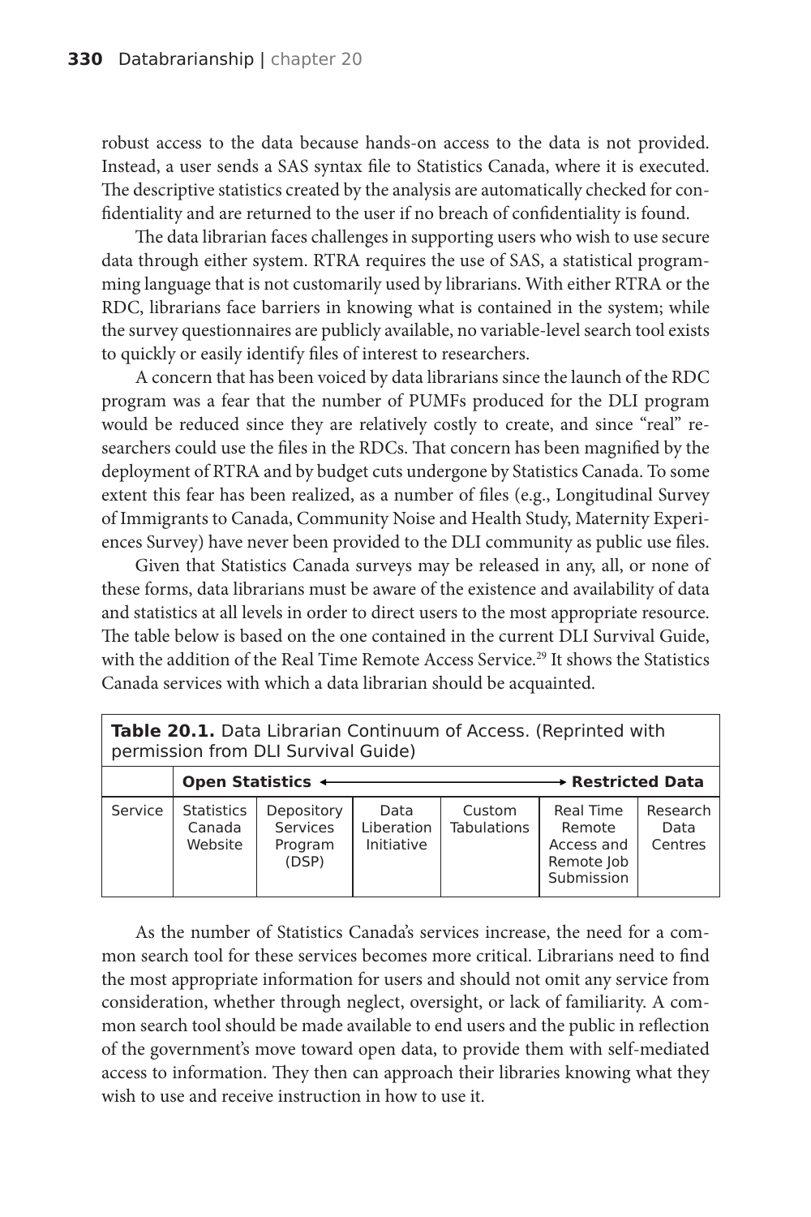robust access to the data because hands-on access to the data is not provided. Instead, a user sends a SAS syntax file to Statistics Canada, where it is executed. The descriptive statistics created by the analysis are automatically checked for confidentiality and are returned to the user if no breach of confidentiality is found.

The data librarian faces challenges in supporting users who wish to use secure data through either system. RTRA requires the use of SAS, a statistical programming language that is not customarily used by librarians. With either RTRA or the RDC, librarians face barriers in knowing what is contained in the system; while the survey questionnaires are publicly available, no variable-level search tool exists to quickly or easily identify files of interest to researchers.

A concern that has been voiced by data librarians since the launch of the RDC program was a fear that the number of PUMFs produced for the DLI program would be reduced since they are relatively costly to create, and since "real" researchers could use the files in the RDCs. That concern has been magnified by the deployment of RTRA and by budget cuts undergone by Statistics Canada. To some extent this fear has been realized, as a number of files (e.g., Longitudinal Survey of Immigrants to Canada, Community Noise and Health Study, Maternity Experiences Survey) have never been provided to the DLI community as public use files.

Given that Statistics Canada surveys may be released in any, all, or none of these forms, data librarians must be aware of the existence and availability of data and statistics at all levels in order to direct users to the most appropriate resource. The table below is based on the one contained in the current DLI Survival Guide, with the addition of the Real Time Remote Access Service.[29] It shows the Statistics Canada services with which a data librarian should be acquainted.

**Table 20.1.** Data Librarian Continuum of Access. (Reprinted with permission from DLI Survival Guide)

| | **Open Statistics** ← | | | | → **Restricted Data** | |
|---|---|---|---|---|---|---|
| Service | Statistics Canada Website | Depository Services Program (DSP) | Data Liberation Initiative | Custom Tabulations | Real Time Remote Access and Remote Job Submission | Research Data Centres |

As the number of Statistics Canada's services increase, the need for a common search tool for these services becomes more critical. Librarians need to find the most appropriate information for users and should not omit any service from consideration, whether through neglect, oversight, or lack of familiarity. A common search tool should be made available to end users and the public in reflection of the government's move toward open data, to provide them with self-mediated access to information. They then can approach their libraries knowing what they wish to use and receive instruction in how to use it.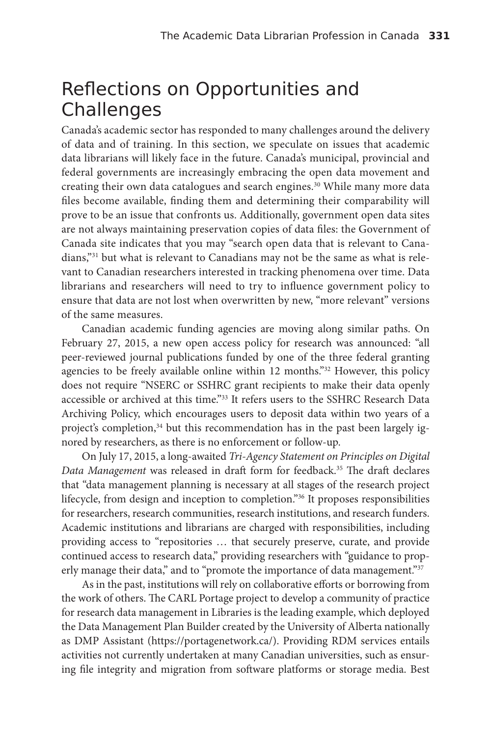## Reflections on Opportunities and Challenges

Canada's academic sector has responded to many challenges around the delivery of data and of training. In this section, we speculate on issues that academic data librarians will likely face in the future. Canada's municipal, provincial and federal governments are increasingly embracing the open data movement and creating their own data catalogues and search engines.[30] While many more data files become available, finding them and determining their comparability will prove to be an issue that confronts us. Additionally, government open data sites are not always maintaining preservation copies of data files: the Government of Canada site indicates that you may "search open data that is relevant to Canadians,"[31] but what is relevant to Canadians may not be the same as what is relevant to Canadian researchers interested in tracking phenomena over time. Data librarians and researchers will need to try to influence government policy to ensure that data are not lost when overwritten by new, "more relevant" versions of the same measures.

Canadian academic funding agencies are moving along similar paths. On February 27, 2015, a new open access policy for research was announced: "all peer-reviewed journal publications funded by one of the three federal granting agencies to be freely available online within 12 months."[32] However, this policy does not require "NSERC or SSHRC grant recipients to make their data openly accessible or archived at this time."[33] It refers users to the SSHRC Research Data Archiving Policy, which encourages users to deposit data within two years of a project's completion,[34] but this recommendation has in the past been largely ignored by researchers, as there is no enforcement or follow-up.

On July 17, 2015, a long-awaited *Tri-Agency Statement on Principles on Digital Data Management* was released in draft form for feedback.[35] The draft declares that "data management planning is necessary at all stages of the research project lifecycle, from design and inception to completion."[36] It proposes responsibilities for researchers, research communities, research institutions, and research funders. Academic institutions and librarians are charged with responsibilities, including providing access to "repositories … that securely preserve, curate, and provide continued access to research data," providing researchers with "guidance to properly manage their data," and to "promote the importance of data management."[37]

As in the past, institutions will rely on collaborative efforts or borrowing from the work of others. The CARL Portage project to develop a community of practice for research data management in Libraries is the leading example, which deployed the Data Management Plan Builder created by the University of Alberta nationally as DMP Assistant (https://portagenetwork.ca/). Providing RDM services entails activities not currently undertaken at many Canadian universities, such as ensuring file integrity and migration from software platforms or storage media. Best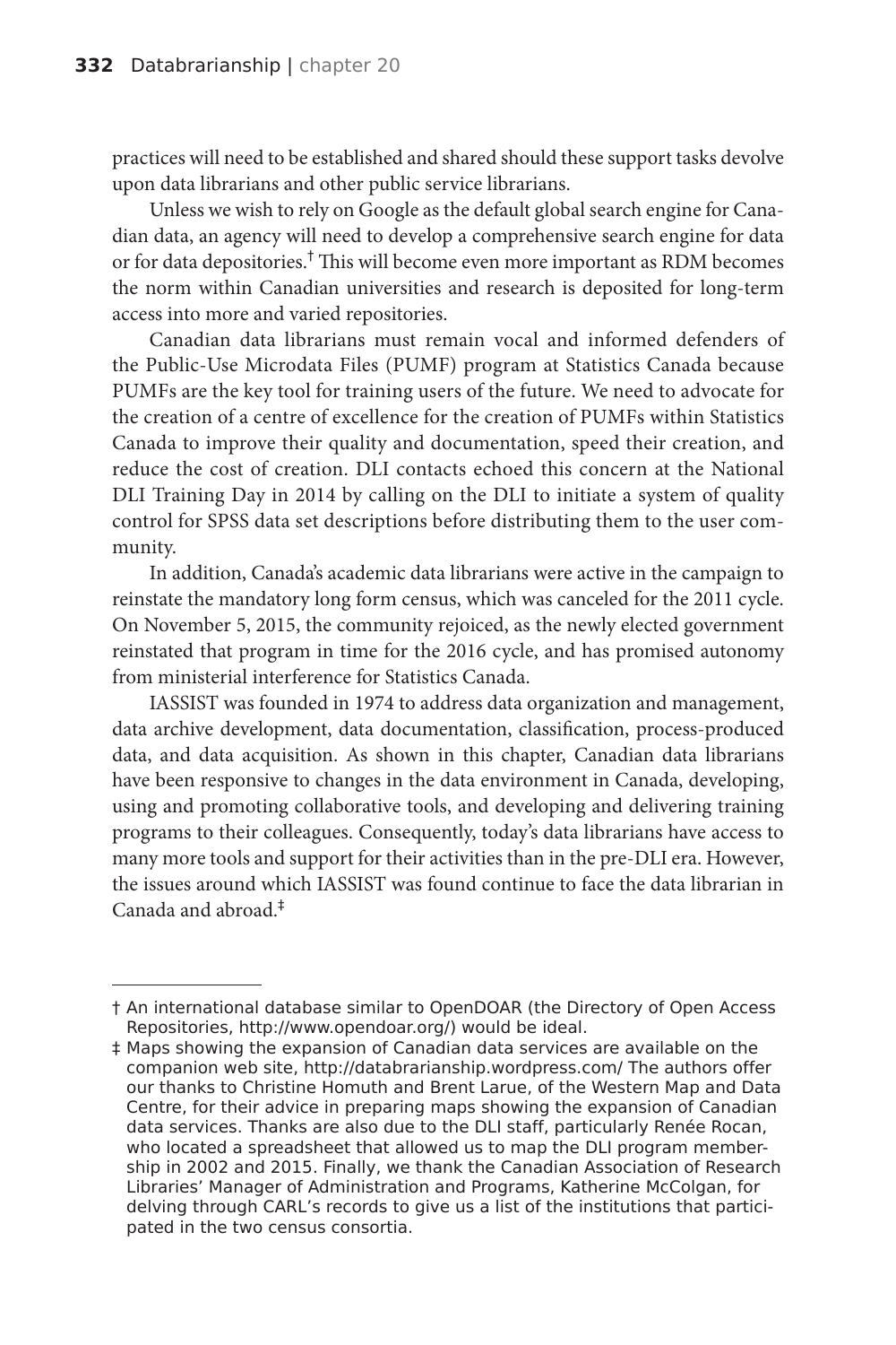practices will need to be established and shared should these support tasks devolve upon data librarians and other public service librarians.

Unless we wish to rely on Google as the default global search engine for Canadian data, an agency will need to develop a comprehensive search engine for data or for data depositories.† This will become even more important as RDM becomes the norm within Canadian universities and research is deposited for long-term access into more and varied repositories.

Canadian data librarians must remain vocal and informed defenders of the Public-Use Microdata Files (PUMF) program at Statistics Canada because PUMFs are the key tool for training users of the future. We need to advocate for the creation of a centre of excellence for the creation of PUMFs within Statistics Canada to improve their quality and documentation, speed their creation, and reduce the cost of creation. DLI contacts echoed this concern at the National DLI Training Day in 2014 by calling on the DLI to initiate a system of quality control for SPSS data set descriptions before distributing them to the user community.

In addition, Canada's academic data librarians were active in the campaign to reinstate the mandatory long form census, which was canceled for the 2011 cycle. On November 5, 2015, the community rejoiced, as the newly elected government reinstated that program in time for the 2016 cycle, and has promised autonomy from ministerial interference for Statistics Canada.

IASSIST was founded in 1974 to address data organization and management, data archive development, data documentation, classification, process-produced data, and data acquisition. As shown in this chapter, Canadian data librarians have been responsive to changes in the data environment in Canada, developing, using and promoting collaborative tools, and developing and delivering training programs to their colleagues. Consequently, today's data librarians have access to many more tools and support for their activities than in the pre-DLI era. However, the issues around which IASSIST was found continue to face the data librarian in Canada and abroad.‡

---

† An international database similar to OpenDOAR (the Directory of Open Access Repositories, http://www.opendoar.org/) would be ideal.

‡ Maps showing the expansion of Canadian data services are available on the companion web site, http://databrarianship.wordpress.com/ The authors offer our thanks to Christine Homuth and Brent Larue, of the Western Map and Data Centre, for their advice in preparing maps showing the expansion of Canadian data services. Thanks are also due to the DLI staff, particularly Renée Rocan, who located a spreadsheet that allowed us to map the DLI program membership in 2002 and 2015. Finally, we thank the Canadian Association of Research Libraries' Manager of Administration and Programs, Katherine McColgan, for delving through CARL's records to give us a list of the institutions that participated in the two census consortia.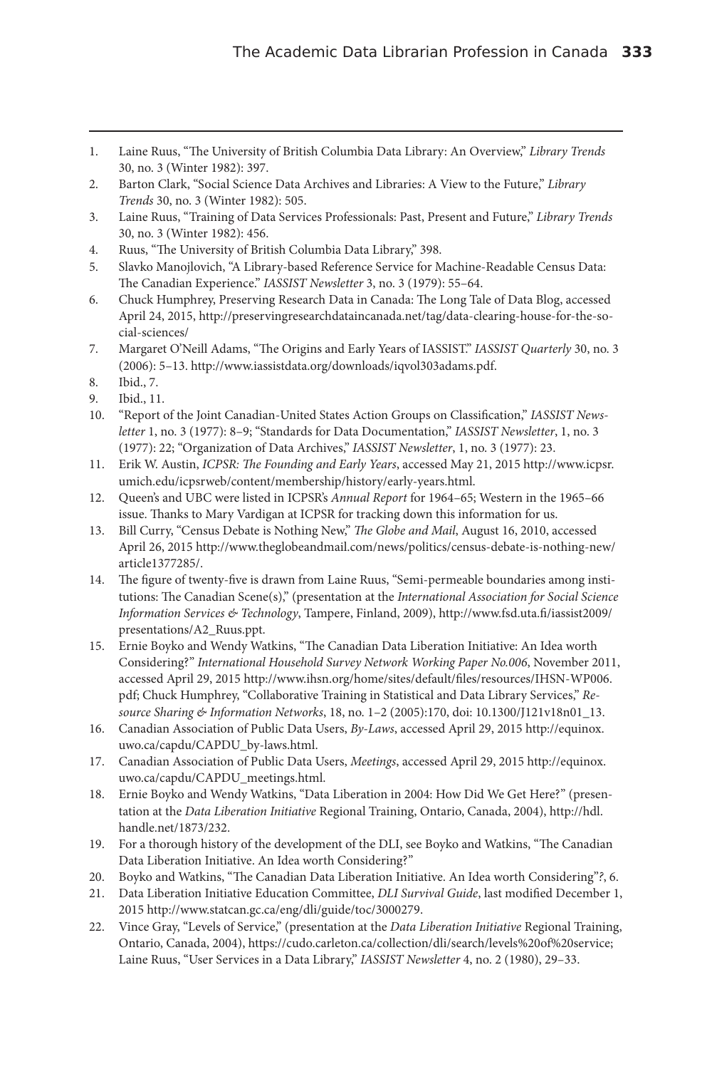1. Laine Ruus, "The University of British Columbia Data Library: An Overview," *Library Trends* 30, no. 3 (Winter 1982): 397.
2. Barton Clark, "Social Science Data Archives and Libraries: A View to the Future," *Library Trends* 30, no. 3 (Winter 1982): 505.
3. Laine Ruus, "Training of Data Services Professionals: Past, Present and Future," *Library Trends* 30, no. 3 (Winter 1982): 456.
4. Ruus, "The University of British Columbia Data Library," 398.
5. Slavko Manojlovich, "A Library-based Reference Service for Machine-Readable Census Data: The Canadian Experience." *IASSIST Newsletter* 3, no. 3 (1979): 55–64.
6. Chuck Humphrey, Preserving Research Data in Canada: The Long Tale of Data Blog, accessed April 24, 2015, http://preservingresearchdataincanada.net/tag/data-clearing-house-for-the-social-sciences/
7. Margaret O'Neill Adams, "The Origins and Early Years of IASSIST." *IASSIST Quarterly* 30, no. 3 (2006): 5–13. http://www.iassistdata.org/downloads/iqvol303adams.pdf.
8. Ibid., 7.
9. Ibid., 11.
10. "Report of the Joint Canadian-United States Action Groups on Classification," *IASSIST Newsletter* 1, no. 3 (1977): 8–9; "Standards for Data Documentation," *IASSIST Newsletter*, 1, no. 3 (1977): 22; "Organization of Data Archives," *IASSIST Newsletter*, 1, no. 3 (1977): 23.
11. Erik W. Austin, *ICPSR: The Founding and Early Years*, accessed May 21, 2015 http://www.icpsr.umich.edu/icpsrweb/content/membership/history/early-years.html.
12. Queen's and UBC were listed in ICPSR's *Annual Report* for 1964–65; Western in the 1965–66 issue. Thanks to Mary Vardigan at ICPSR for tracking down this information for us.
13. Bill Curry, "Census Debate is Nothing New," *The Globe and Mail*, August 16, 2010, accessed April 26, 2015 http://www.theglobeandmail.com/news/politics/census-debate-is-nothing-new/article1377285/.
14. The figure of twenty-five is drawn from Laine Ruus, "Semi-permeable boundaries among institutions: The Canadian Scene(s)," (presentation at the *International Association for Social Science Information Services & Technology*, Tampere, Finland, 2009), http://www.fsd.uta.fi/iassist2009/presentations/A2_Ruus.ppt.
15. Ernie Boyko and Wendy Watkins, "The Canadian Data Liberation Initiative: An Idea worth Considering?" *International Household Survey Network Working Paper No.006*, November 2011, accessed April 29, 2015 http://www.ihsn.org/home/sites/default/files/resources/IHSN-WP006.pdf; Chuck Humphrey, "Collaborative Training in Statistical and Data Library Services," *Resource Sharing & Information Networks*, 18, no. 1–2 (2005):170, doi: 10.1300/J121v18n01_13.
16. Canadian Association of Public Data Users, *By-Laws*, accessed April 29, 2015 http://equinox.uwo.ca/capdu/CAPDU_by-laws.html.
17. Canadian Association of Public Data Users, *Meetings*, accessed April 29, 2015 http://equinox.uwo.ca/capdu/CAPDU_meetings.html.
18. Ernie Boyko and Wendy Watkins, "Data Liberation in 2004: How Did We Get Here?" (presentation at the *Data Liberation Initiative* Regional Training, Ontario, Canada, 2004), http://hdl.handle.net/1873/232.
19. For a thorough history of the development of the DLI, see Boyko and Watkins, "The Canadian Data Liberation Initiative. An Idea worth Considering?"
20. Boyko and Watkins, "The Canadian Data Liberation Initiative. An Idea worth Considering"*?*, 6.
21. Data Liberation Initiative Education Committee, *DLI Survival Guide*, last modified December 1, 2015 http://www.statcan.gc.ca/eng/dli/guide/toc/3000279.
22. Vince Gray, "Levels of Service," (presentation at the *Data Liberation Initiative* Regional Training, Ontario, Canada, 2004), https://cudo.carleton.ca/collection/dli/search/levels%20of%20service; Laine Ruus, "User Services in a Data Library," *IASSIST Newsletter* 4, no. 2 (1980), 29–33.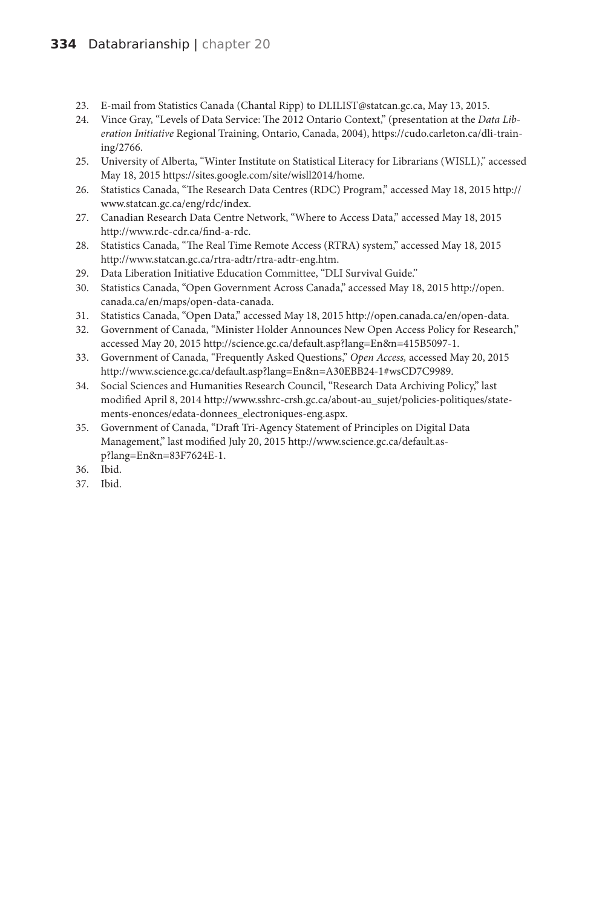23. E-mail from Statistics Canada (Chantal Ripp) to DLILIST@statcan.gc.ca, May 13, 2015.
24. Vince Gray, "Levels of Data Service: The 2012 Ontario Context," (presentation at the *Data Liberation Initiative* Regional Training, Ontario, Canada, 2004), https://cudo.carleton.ca/dli-training/2766.
25. University of Alberta, "Winter Institute on Statistical Literacy for Librarians (WISLL)," accessed May 18, 2015 https://sites.google.com/site/wisll2014/home.
26. Statistics Canada, "The Research Data Centres (RDC) Program," accessed May 18, 2015 http://www.statcan.gc.ca/eng/rdc/index.
27. Canadian Research Data Centre Network, "Where to Access Data," accessed May 18, 2015 http://www.rdc-cdr.ca/find-a-rdc.
28. Statistics Canada, "The Real Time Remote Access (RTRA) system," accessed May 18, 2015 http://www.statcan.gc.ca/rtra-adtr/rtra-adtr-eng.htm.
29. Data Liberation Initiative Education Committee, "DLI Survival Guide."
30. Statistics Canada, "Open Government Across Canada," accessed May 18, 2015 http://open.canada.ca/en/maps/open-data-canada.
31. Statistics Canada, "Open Data," accessed May 18, 2015 http://open.canada.ca/en/open-data.
32. Government of Canada, "Minister Holder Announces New Open Access Policy for Research," accessed May 20, 2015 http://science.gc.ca/default.asp?lang=En&n=415B5097-1.
33. Government of Canada, "Frequently Asked Questions," *Open Access,* accessed May 20, 2015 http://www.science.gc.ca/default.asp?lang=En&n=A30EBB24-1#wsCD7C9989.
34. Social Sciences and Humanities Research Council, "Research Data Archiving Policy," last modified April 8, 2014 http://www.sshrc-crsh.gc.ca/about-au_sujet/policies-politiques/statements-enonces/edata-donnees_electroniques-eng.aspx.
35. Government of Canada, "Draft Tri-Agency Statement of Principles on Digital Data Management," last modified July 20, 2015 http://www.science.gc.ca/default.asp?lang=En&n=83F7624E-1.
36. Ibid.
37. Ibid.